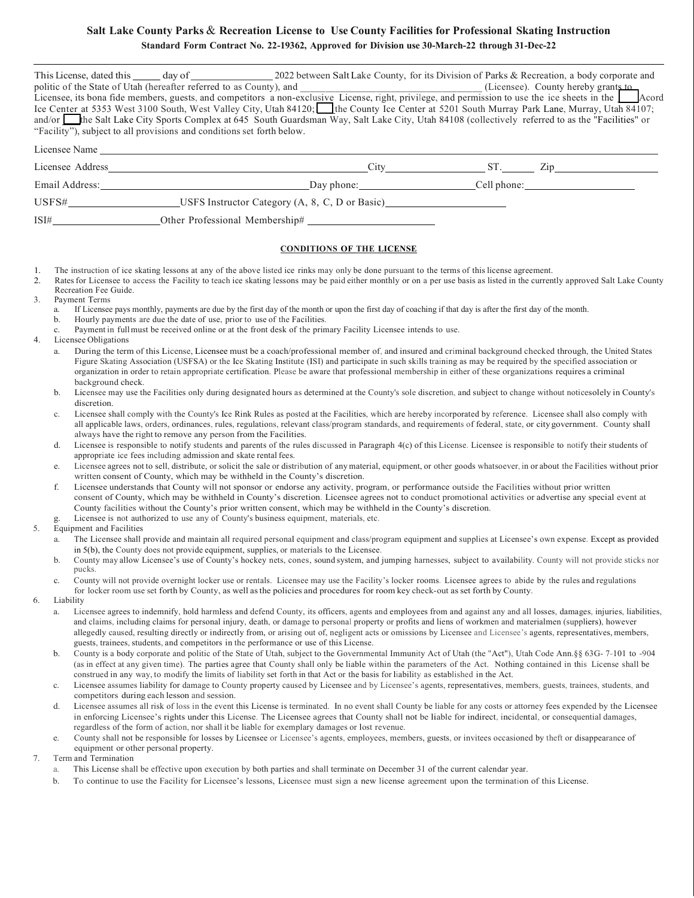# Salt Lake County Parks & Recreation License to Use County Facilities for Professional Skating Instruction

**Standard Form Contract No. 22-19362, Approved for Division use 30-March-22 through 31-Dec-22**

---

This License, dated this _____ day of _______________ 2022 between Salt Lake County, for its Division of Parks & Recreation, a body corporate and politic of the State of Utah (hereafter referred to as County), and ___________________________________ (Licensee). County hereby grants to Licensee, its bona fide members, guests, and competitors a non-exclusive License, right, privilege, and permission to use the ice sheets in the ☐ Acord Ice Center at 5353 West 3100 South, West Valley City, Utah 84120; ☐ the County Ice Center at 5201 South Murray Park Lane, Murray, Utah 84107; and/or ☐ the Salt Lake City Sports Complex at 645 South Guardsman Way, Salt Lake City, Utah 84108 (collectively referred to as the "Facilities" or "Facility"), subject to all provisions and conditions set forth below.

Licensee Name ____________________________________________________________

Licensee Address ______________________________ City ______________ ST. ______ Zip ______________

Email Address: ______________________________ Day phone: ______________ Cell phone: ______________

USFS# ______________ USFS Instructor Category (A, 8, C, D or Basic) ______________

ISI# ______________ Other Professional Membership# ______________

## CONDITIONS OF THE LICENSE

1. The instruction of ice skating lessons at any of the above listed ice rinks may only be done pursuant to the terms of this license agreement.
2. Rates for Licensee to access the Facility to teach ice skating lessons may be paid either monthly or on a per use basis as listed in the currently approved Salt Lake County Recreation Fee Guide.
3. Payment Terms
   a. If Licensee pays monthly, payments are due by the first day of the month or upon the first day of coaching if that day is after the first day of the month.
   b. Hourly payments are due the date of use, prior to use of the Facilities.
   c. Payment in full must be received online or at the front desk of the primary Facility Licensee intends to use.
4. Licensee Obligations
   a. During the term of this License, Licensee must be a coach/professional member of, and insured and criminal background checked through, the United States Figure Skating Association (USFSA) or the Ice Skating Institute (ISI) and participate in such skills training as may be required by the specified association or organization in order to retain appropriate certification. Please be aware that professional membership in either of these organizations requires a criminal background check.
   b. Licensee may use the Facilities only during designated hours as determined at the County's sole discretion, and subject to change without noticesolely in County's discretion.
   c. Licensee shall comply with the County's Ice Rink Rules as posted at the Facilities, which are hereby incorporated by reference. Licensee shall also comply with all applicable laws, orders, ordinances, rules, regulations, relevant class/program standards, and requirements of federal, state, or city government. County shall always have the right to remove any person from the Facilities.
   d. Licensee is responsible to notify students and parents of the rules discussed in Paragraph 4(c) of this License. Licensee is responsible to notify their students of appropriate ice fees including admission and skate rental fees.
   e. Licensee agrees not to sell, distribute, or solicit the sale or distribution of any material, equipment, or other goods whatsoever, in or about the Facilities without prior written consent of County, which may be withheld in the County's discretion.
   f. Licensee understands that County will not sponsor or endorse any activity, program, or performance outside the Facilities without prior written consent of County, which may be withheld in County's discretion. Licensee agrees not to conduct promotional activities or advertise any special event at County facilities without the County's prior written consent, which may be withheld in the County's discretion.
   g. Licensee is not authorized to use any of County's business equipment, materials, etc.
5. Equipment and Facilities
   a. The Licensee shall provide and maintain all required personal equipment and class/program equipment and supplies at Licensee's own expense. Except as provided in 5(b), the County does not provide equipment, supplies, or materials to the Licensee.
   b. County may allow Licensee's use of County's hockey nets, cones, sound system, and jumping harnesses, subject to availability. County will not provide sticks nor pucks.
   c. County will not provide overnight locker use or rentals. Licensee may use the Facility's locker rooms. Licensee agrees to abide by the rules and regulations for locker room use set forth by County, as well as the policies and procedures for room key check-out as set forth by County.
6. Liability
   a. Licensee agrees to indemnify, hold harmless and defend County, its officers, agents and employees from and against any and all losses, damages, injuries, liabilities, and claims, including claims for personal injury, death, or damage to personal property or profits and liens of workmen and materialmen (suppliers), however allegedly caused, resulting directly or indirectly from, or arising out of, negligent acts or omissions by Licensee and Licensee's agents, representatives, members, guests, trainees, students, and competitors in the performance or use of this License.
   b. County is a body corporate and politic of the State of Utah, subject to the Governmental Immunity Act of Utah (the "Act"), Utah Code Ann.§§ 63G- 7-101 to -904 (as in effect at any given time). The parties agree that County shall only be liable within the parameters of the Act. Nothing contained in this License shall be construed in any way, to modify the limits of liability set forth in that Act or the basis for liability as established in the Act.
   c. Licensee assumes liability for damage to County property caused by Licensee and by Licensee's agents, representatives, members, guests, trainees, students, and competitors during each lesson and session.
   d. Licensee assumes all risk of loss in the event this License is terminated. In no event shall County be liable for any costs or attorney fees expended by the Licensee in enforcing Licensee's rights under this License. The Licensee agrees that County shall not be liable for indirect, incidental, or consequential damages, regardless of the form of action, nor shall it be liable for exemplary damages or lost revenue.
   e. County shall not be responsible for losses by Licensee or Licensee's agents, employees, members, guests, or invitees occasioned by theft or disappearance of equipment or other personal property.
7. Term and Termination
   a. This License shall be effective upon execution by both parties and shall terminate on December 31 of the current calendar year.
   b. To continue to use the Facility for Licensee's lessons, Licensee must sign a new license agreement upon the termination of this License.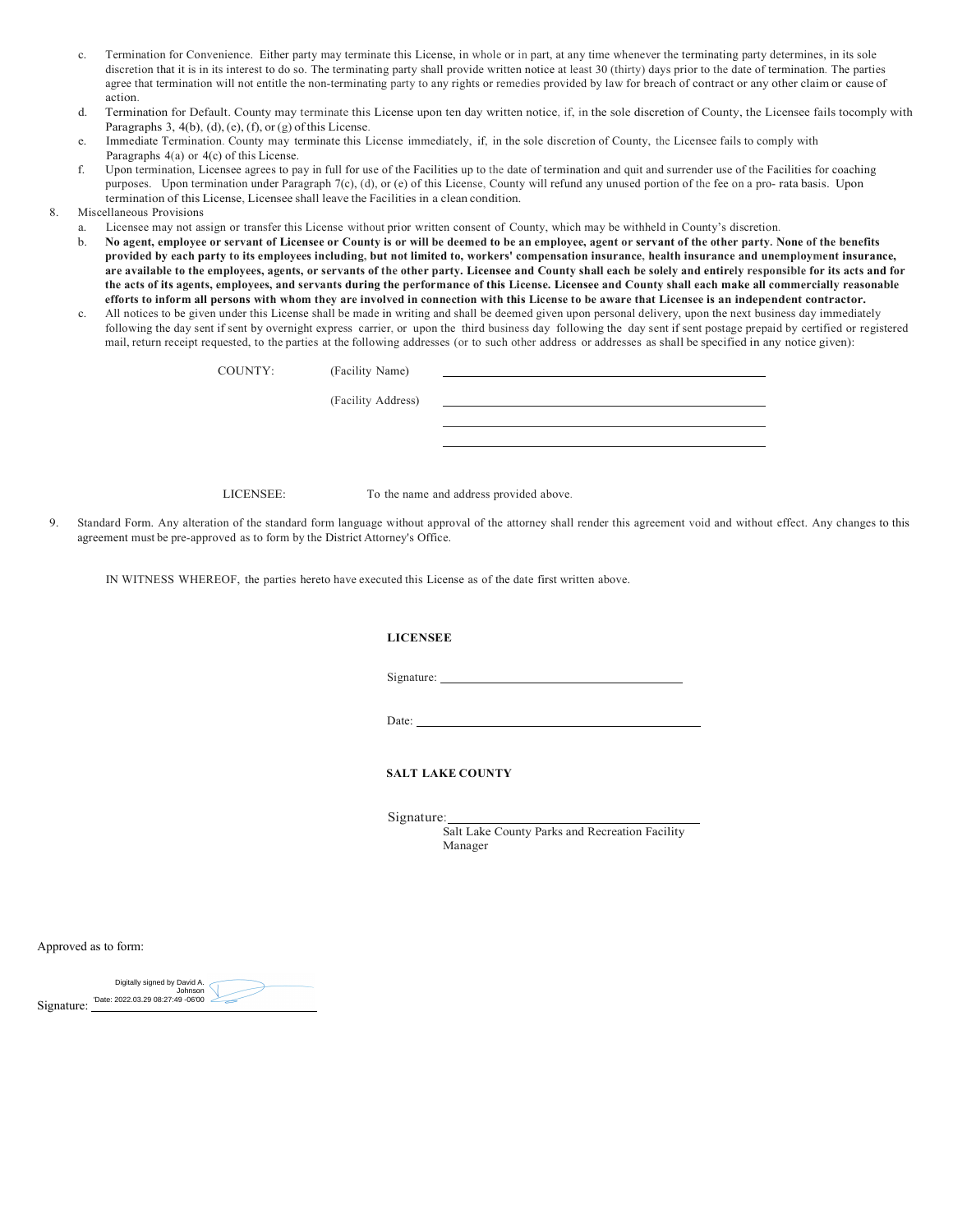c. Termination for Convenience. Either party may terminate this License, in whole or in part, at any time whenever the terminating party determines, in its sole discretion that it is in its interest to do so. The terminating party shall provide written notice at least 30 (thirty) days prior to the date of termination. The parties agree that termination will not entitle the non-terminating party to any rights or remedies provided by law for breach of contract or any other claim or cause of action.

d. Termination for Default. County may terminate this License upon ten day written notice, if, in the sole discretion of County, the Licensee fails tocomply with Paragraphs 3, 4(b), (d), (e), (f), or (g) of this License.

e. Immediate Termination. County may terminate this License immediately, if, in the sole discretion of County, the Licensee fails to comply with Paragraphs 4(a) or 4(c) of this License.

f. Upon termination, Licensee agrees to pay in full for use of the Facilities up to the date of termination and quit and surrender use of the Facilities for coaching purposes. Upon termination under Paragraph 7(c), (d), or (e) of this License, County will refund any unused portion of the fee on a pro- rata basis. Upon termination of this License, Licensee shall leave the Facilities in a clean condition.

8. Miscellaneous Provisions

a. Licensee may not assign or transfer this License without prior written consent of County, which may be withheld in County's discretion.

b. **No agent, employee or servant of Licensee or County is or will be deemed to be an employee, agent or servant of the other party. None of the benefits provided by each party to its employees including, but not limited to, workers' compensation insurance, health insurance and unemployment insurance, are available to the employees, agents, or servants of the other party. Licensee and County shall each be solely and entirely responsible for its acts and for the acts of its agents, employees, and servants during the performance of this License. Licensee and County shall each make all commercially reasonable efforts to inform all persons with whom they are involved in connection with this License to be aware that Licensee is an independent contractor.**

c. All notices to be given under this License shall be made in writing and shall be deemed given upon personal delivery, upon the next business day immediately following the day sent if sent by overnight express carrier, or upon the third business day following the day sent if sent postage prepaid by certified or registered mail, return receipt requested, to the parties at the following addresses (or to such other address or addresses as shall be specified in any notice given):

COUNTY: (Facility Name) ______________________

(Facility Address) ______________________

______________________

______________________

LICENSEE: To the name and address provided above.

9. Standard Form. Any alteration of the standard form language without approval of the attorney shall render this agreement void and without effect. Any changes to this agreement must be pre-approved as to form by the District Attorney's Office.

IN WITNESS WHEREOF, the parties hereto have executed this License as of the date first written above.

**LICENSEE**

Signature: ______________________

Date: ______________________

**SALT LAKE COUNTY**

Signature: ______________________
Salt Lake County Parks and Recreation Facility Manager

Approved as to form:

Signature: Digitally signed by David A. Johnson Date: 2022.03.29 08:27:49 -06'00'